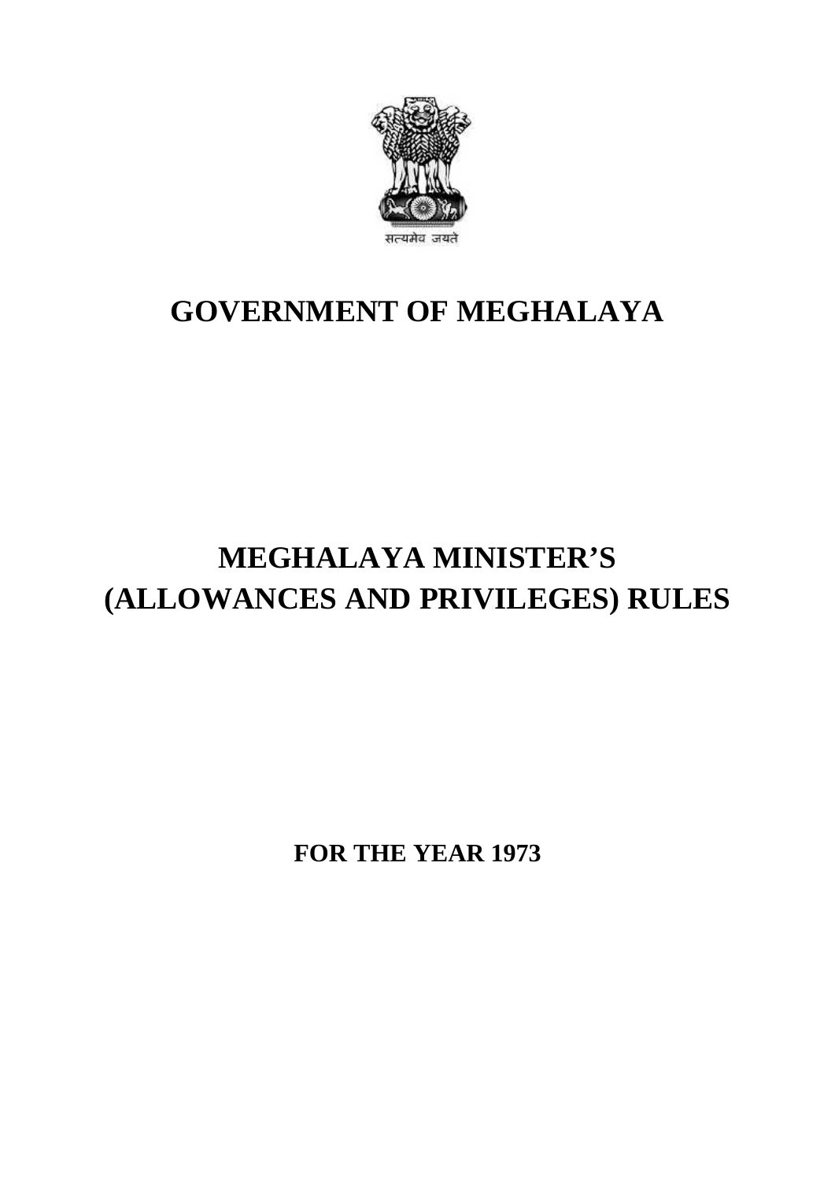सत्यमेव जयते

# GOVERNMENT OF MEGHALAYA

# MEGHALAYA MINISTER'S (ALLOWANCES AND PRIVILEGES) RULES

**FOR THE YEAR 1973**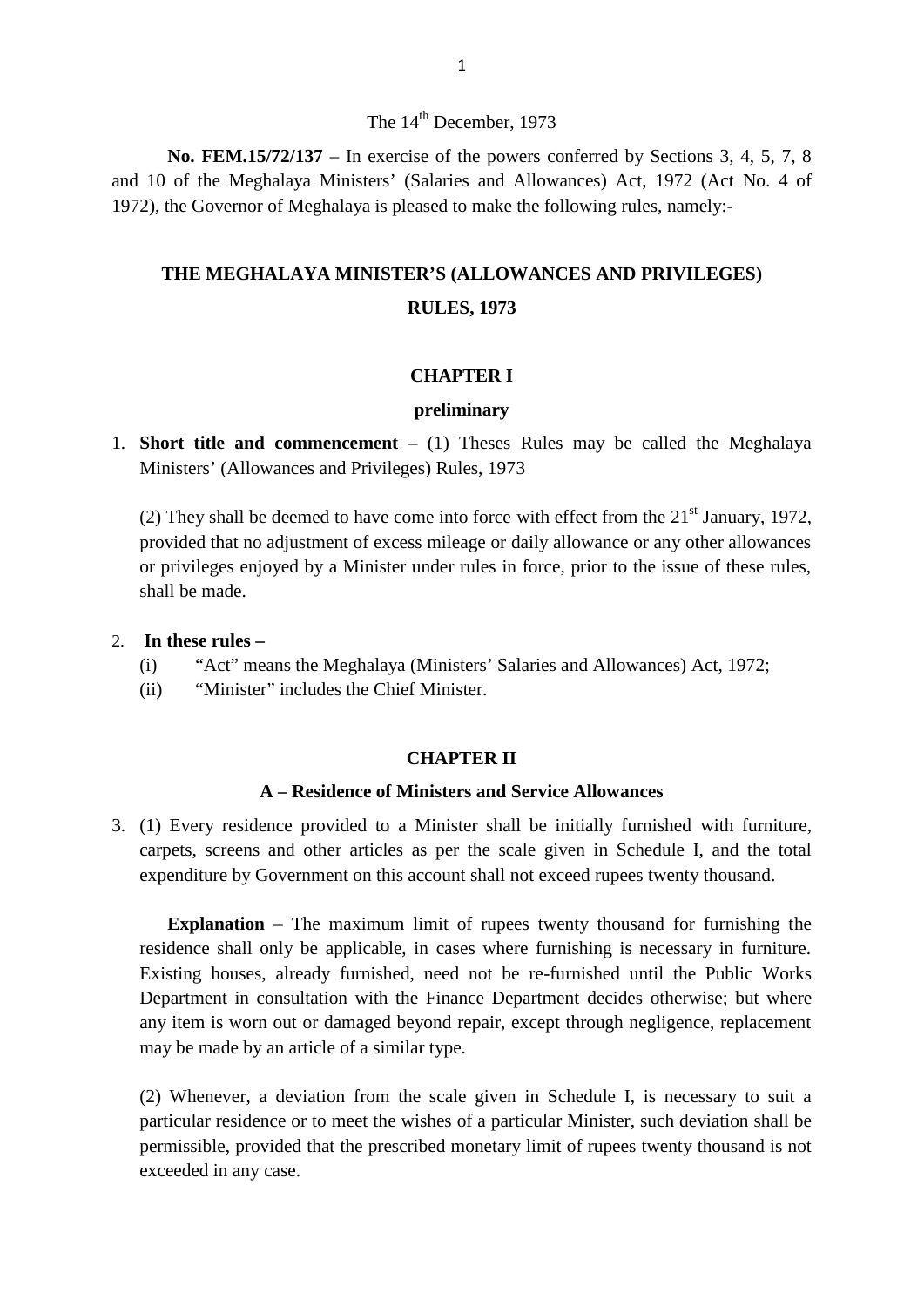The 14th December, 1973

**No. FEM.15/72/137** – In exercise of the powers conferred by Sections 3, 4, 5, 7, 8 and 10 of the Meghalaya Ministers' (Salaries and Allowances) Act, 1972 (Act No. 4 of 1972), the Governor of Meghalaya is pleased to make the following rules, namely:-

# THE MEGHALAYA MINISTER'S (ALLOWANCES AND PRIVILEGES) RULES, 1973

## CHAPTER I

### preliminary

1. **Short title and commencement** – (1) Theses Rules may be called the Meghalaya Ministers' (Allowances and Privileges) Rules, 1973

   (2) They shall be deemed to have come into force with effect from the 21st January, 1972, provided that no adjustment of excess mileage or daily allowance or any other allowances or privileges enjoyed by a Minister under rules in force, prior to the issue of these rules, shall be made.

2. **In these rules –**
   - (i) "Act" means the Meghalaya (Ministers' Salaries and Allowances) Act, 1972;
   - (ii) "Minister" includes the Chief Minister.

## CHAPTER II

### A – Residence of Ministers and Service Allowances

3. (1) Every residence provided to a Minister shall be initially furnished with furniture, carpets, screens and other articles as per the scale given in Schedule I, and the total expenditure by Government on this account shall not exceed rupees twenty thousand.

   **Explanation** – The maximum limit of rupees twenty thousand for furnishing the residence shall only be applicable, in cases where furnishing is necessary in furniture. Existing houses, already furnished, need not be re-furnished until the Public Works Department in consultation with the Finance Department decides otherwise; but where any item is worn out or damaged beyond repair, except through negligence, replacement may be made by an article of a similar type.

   (2) Whenever, a deviation from the scale given in Schedule I, is necessary to suit a particular residence or to meet the wishes of a particular Minister, such deviation shall be permissible, provided that the prescribed monetary limit of rupees twenty thousand is not exceeded in any case.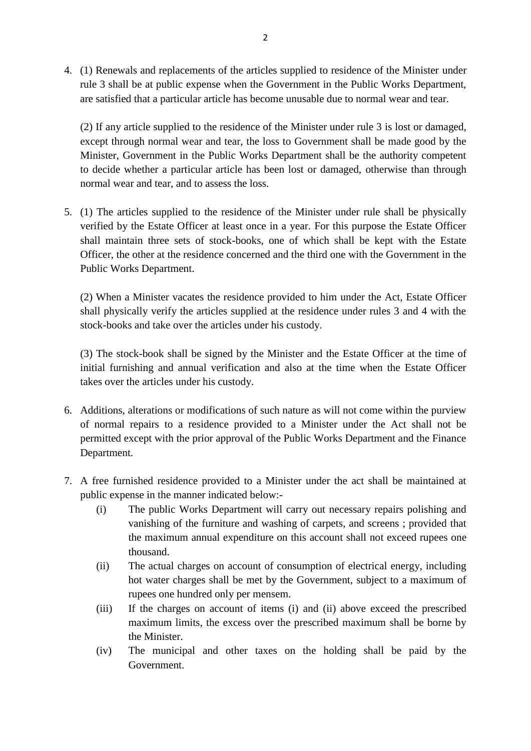4. (1) Renewals and replacements of the articles supplied to residence of the Minister under rule 3 shall be at public expense when the Government in the Public Works Department, are satisfied that a particular article has become unusable due to normal wear and tear.

   (2) If any article supplied to the residence of the Minister under rule 3 is lost or damaged, except through normal wear and tear, the loss to Government shall be made good by the Minister, Government in the Public Works Department shall be the authority competent to decide whether a particular article has been lost or damaged, otherwise than through normal wear and tear, and to assess the loss.

5. (1) The articles supplied to the residence of the Minister under rule shall be physically verified by the Estate Officer at least once in a year. For this purpose the Estate Officer shall maintain three sets of stock-books, one of which shall be kept with the Estate Officer, the other at the residence concerned and the third one with the Government in the Public Works Department.

   (2) When a Minister vacates the residence provided to him under the Act, Estate Officer shall physically verify the articles supplied at the residence under rules 3 and 4 with the stock-books and take over the articles under his custody.

   (3) The stock-book shall be signed by the Minister and the Estate Officer at the time of initial furnishing and annual verification and also at the time when the Estate Officer takes over the articles under his custody.

6. Additions, alterations or modifications of such nature as will not come within the purview of normal repairs to a residence provided to a Minister under the Act shall not be permitted except with the prior approval of the Public Works Department and the Finance Department.

7. A free furnished residence provided to a Minister under the act shall be maintained at public expense in the manner indicated below:-
   - (i) The public Works Department will carry out necessary repairs polishing and vanishing of the furniture and washing of carpets, and screens ; provided that the maximum annual expenditure on this account shall not exceed rupees one thousand.
   - (ii) The actual charges on account of consumption of electrical energy, including hot water charges shall be met by the Government, subject to a maximum of rupees one hundred only per mensem.
   - (iii) If the charges on account of items (i) and (ii) above exceed the prescribed maximum limits, the excess over the prescribed maximum shall be borne by the Minister.
   - (iv) The municipal and other taxes on the holding shall be paid by the Government.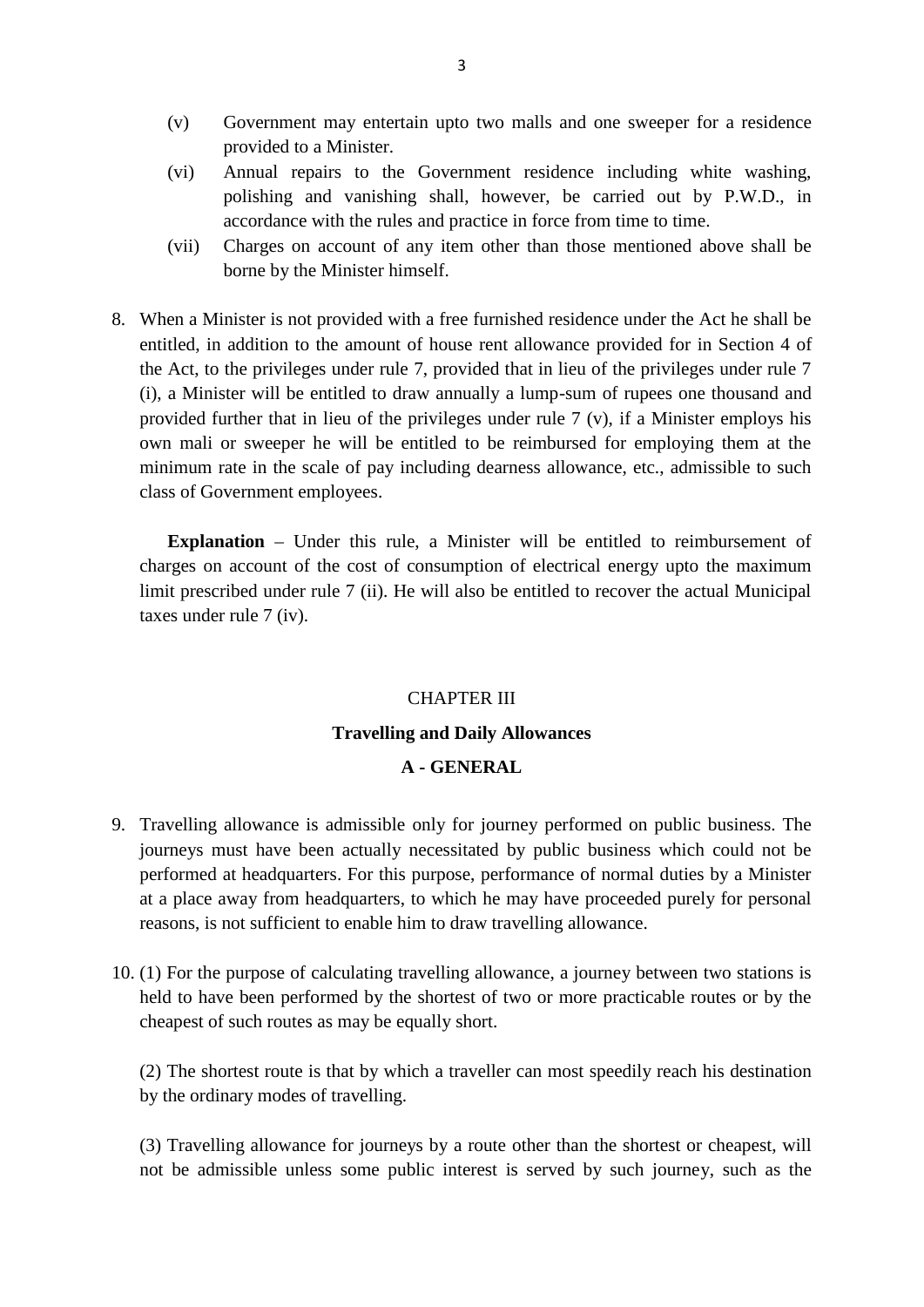(v) Government may entertain upto two malls and one sweeper for a residence provided to a Minister.

(vi) Annual repairs to the Government residence including white washing, polishing and vanishing shall, however, be carried out by P.W.D., in accordance with the rules and practice in force from time to time.

(vii) Charges on account of any item other than those mentioned above shall be borne by the Minister himself.

8. When a Minister is not provided with a free furnished residence under the Act he shall be entitled, in addition to the amount of house rent allowance provided for in Section 4 of the Act, to the privileges under rule 7, provided that in lieu of the privileges under rule 7 (i), a Minister will be entitled to draw annually a lump-sum of rupees one thousand and provided further that in lieu of the privileges under rule 7 (v), if a Minister employs his own mali or sweeper he will be entitled to be reimbursed for employing them at the minimum rate in the scale of pay including dearness allowance, etc., admissible to such class of Government employees.

   **Explanation** – Under this rule, a Minister will be entitled to reimbursement of charges on account of the cost of consumption of electrical energy upto the maximum limit prescribed under rule 7 (ii). He will also be entitled to recover the actual Municipal taxes under rule 7 (iv).

## CHAPTER III

## Travelling and Daily Allowances

### A - GENERAL

9. Travelling allowance is admissible only for journey performed on public business. The journeys must have been actually necessitated by public business which could not be performed at headquarters. For this purpose, performance of normal duties by a Minister at a place away from headquarters, to which he may have proceeded purely for personal reasons, is not sufficient to enable him to draw travelling allowance.

10. (1) For the purpose of calculating travelling allowance, a journey between two stations is held to have been performed by the shortest of two or more practicable routes or by the cheapest of such routes as may be equally short.

   (2) The shortest route is that by which a traveller can most speedily reach his destination by the ordinary modes of travelling.

   (3) Travelling allowance for journeys by a route other than the shortest or cheapest, will not be admissible unless some public interest is served by such journey, such as the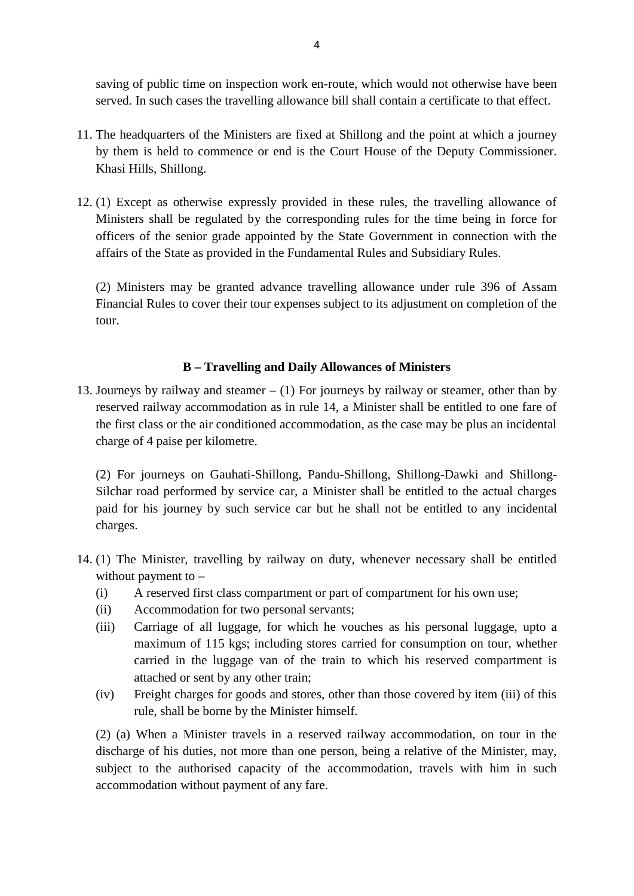saving of public time on inspection work en-route, which would not otherwise have been served. In such cases the travelling allowance bill shall contain a certificate to that effect.

11. The headquarters of the Ministers are fixed at Shillong and the point at which a journey by them is held to commence or end is the Court House of the Deputy Commissioner. Khasi Hills, Shillong.

12. (1) Except as otherwise expressly provided in these rules, the travelling allowance of Ministers shall be regulated by the corresponding rules for the time being in force for officers of the senior grade appointed by the State Government in connection with the affairs of the State as provided in the Fundamental Rules and Subsidiary Rules.

    (2) Ministers may be granted advance travelling allowance under rule 396 of Assam Financial Rules to cover their tour expenses subject to its adjustment on completion of the tour.

### B – Travelling and Daily Allowances of Ministers

13. Journeys by railway and steamer – (1) For journeys by railway or steamer, other than by reserved railway accommodation as in rule 14, a Minister shall be entitled to one fare of the first class or the air conditioned accommodation, as the case may be plus an incidental charge of 4 paise per kilometre.

    (2) For journeys on Gauhati-Shillong, Pandu-Shillong, Shillong-Dawki and Shillong-Silchar road performed by service car, a Minister shall be entitled to the actual charges paid for his journey by such service car but he shall not be entitled to any incidental charges.

14. (1) The Minister, travelling by railway on duty, whenever necessary shall be entitled without payment to –
    (i) A reserved first class compartment or part of compartment for his own use;
    (ii) Accommodation for two personal servants;
    (iii) Carriage of all luggage, for which he vouches as his personal luggage, upto a maximum of 115 kgs; including stores carried for consumption on tour, whether carried in the luggage van of the train to which his reserved compartment is attached or sent by any other train;
    (iv) Freight charges for goods and stores, other than those covered by item (iii) of this rule, shall be borne by the Minister himself.

    (2) (a) When a Minister travels in a reserved railway accommodation, on tour in the discharge of his duties, not more than one person, being a relative of the Minister, may, subject to the authorised capacity of the accommodation, travels with him in such accommodation without payment of any fare.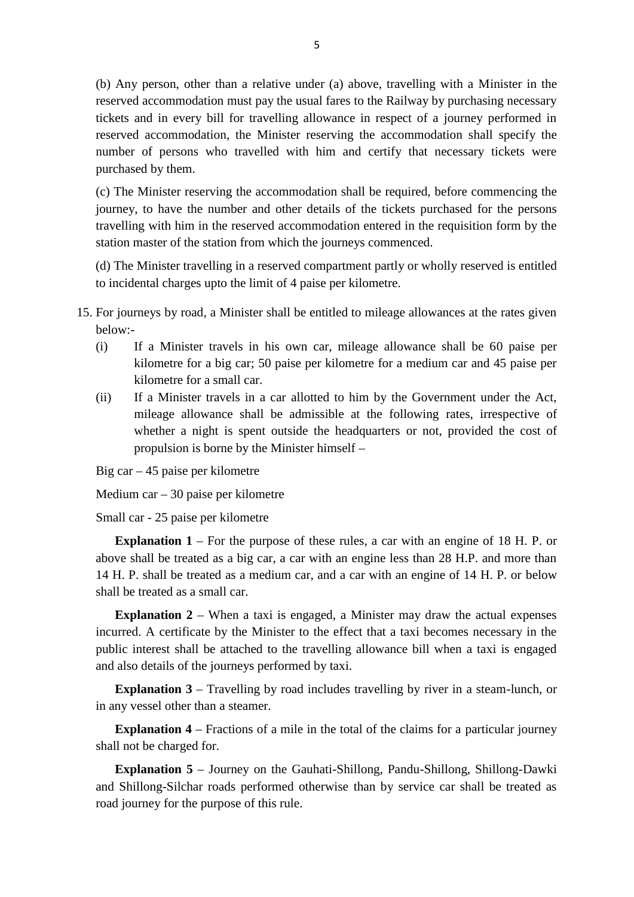(b) Any person, other than a relative under (a) above, travelling with a Minister in the reserved accommodation must pay the usual fares to the Railway by purchasing necessary tickets and in every bill for travelling allowance in respect of a journey performed in reserved accommodation, the Minister reserving the accommodation shall specify the number of persons who travelled with him and certify that necessary tickets were purchased by them.

(c) The Minister reserving the accommodation shall be required, before commencing the journey, to have the number and other details of the tickets purchased for the persons travelling with him in the reserved accommodation entered in the requisition form by the station master of the station from which the journeys commenced.

(d) The Minister travelling in a reserved compartment partly or wholly reserved is entitled to incidental charges upto the limit of 4 paise per kilometre.

15. For journeys by road, a Minister shall be entitled to mileage allowances at the rates given below:-
    - (i) If a Minister travels in his own car, mileage allowance shall be 60 paise per kilometre for a big car; 50 paise per kilometre for a medium car and 45 paise per kilometre for a small car.
    - (ii) If a Minister travels in a car allotted to him by the Government under the Act, mileage allowance shall be admissible at the following rates, irrespective of whether a night is spent outside the headquarters or not, provided the cost of propulsion is borne by the Minister himself –

Big car – 45 paise per kilometre

Medium car – 30 paise per kilometre

Small car - 25 paise per kilometre

**Explanation 1** – For the purpose of these rules, a car with an engine of 18 H. P. or above shall be treated as a big car, a car with an engine less than 28 H.P. and more than 14 H. P. shall be treated as a medium car, and a car with an engine of 14 H. P. or below shall be treated as a small car.

**Explanation 2** – When a taxi is engaged, a Minister may draw the actual expenses incurred. A certificate by the Minister to the effect that a taxi becomes necessary in the public interest shall be attached to the travelling allowance bill when a taxi is engaged and also details of the journeys performed by taxi.

**Explanation 3** – Travelling by road includes travelling by river in a steam-lunch, or in any vessel other than a steamer.

**Explanation 4** – Fractions of a mile in the total of the claims for a particular journey shall not be charged for.

**Explanation 5** – Journey on the Gauhati-Shillong, Pandu-Shillong, Shillong-Dawki and Shillong-Silchar roads performed otherwise than by service car shall be treated as road journey for the purpose of this rule.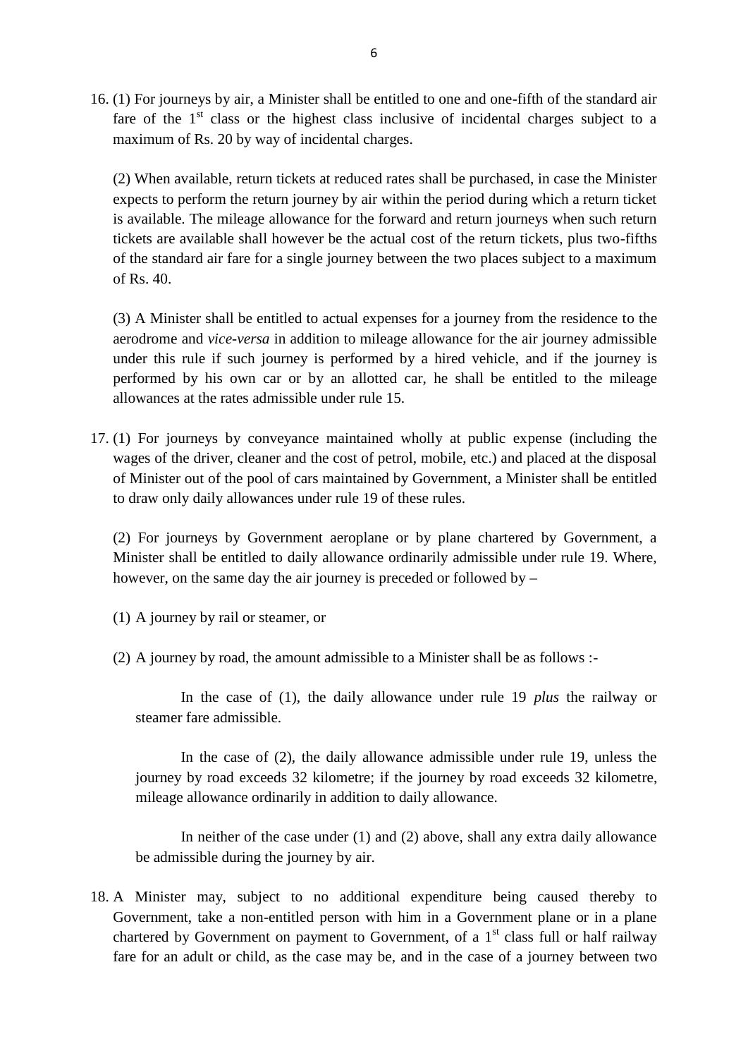16. (1) For journeys by air, a Minister shall be entitled to one and one-fifth of the standard air fare of the 1st class or the highest class inclusive of incidental charges subject to a maximum of Rs. 20 by way of incidental charges.

    (2) When available, return tickets at reduced rates shall be purchased, in case the Minister expects to perform the return journey by air within the period during which a return ticket is available. The mileage allowance for the forward and return journeys when such return tickets are available shall however be the actual cost of the return tickets, plus two-fifths of the standard air fare for a single journey between the two places subject to a maximum of Rs. 40.

    (3) A Minister shall be entitled to actual expenses for a journey from the residence to the aerodrome and *vice-versa* in addition to mileage allowance for the air journey admissible under this rule if such journey is performed by a hired vehicle, and if the journey is performed by his own car or by an allotted car, he shall be entitled to the mileage allowances at the rates admissible under rule 15.

17. (1) For journeys by conveyance maintained wholly at public expense (including the wages of the driver, cleaner and the cost of petrol, mobile, etc.) and placed at the disposal of Minister out of the pool of cars maintained by Government, a Minister shall be entitled to draw only daily allowances under rule 19 of these rules.

    (2) For journeys by Government aeroplane or by plane chartered by Government, a Minister shall be entitled to daily allowance ordinarily admissible under rule 19. Where, however, on the same day the air journey is preceded or followed by –

    (1) A journey by rail or steamer, or

    (2) A journey by road, the amount admissible to a Minister shall be as follows :-

    In the case of (1), the daily allowance under rule 19 *plus* the railway or steamer fare admissible.

    In the case of (2), the daily allowance admissible under rule 19, unless the journey by road exceeds 32 kilometre; if the journey by road exceeds 32 kilometre, mileage allowance ordinarily in addition to daily allowance.

    In neither of the case under (1) and (2) above, shall any extra daily allowance be admissible during the journey by air.

18. A Minister may, subject to no additional expenditure being caused thereby to Government, take a non-entitled person with him in a Government plane or in a plane chartered by Government on payment to Government, of a 1st class full or half railway fare for an adult or child, as the case may be, and in the case of a journey between two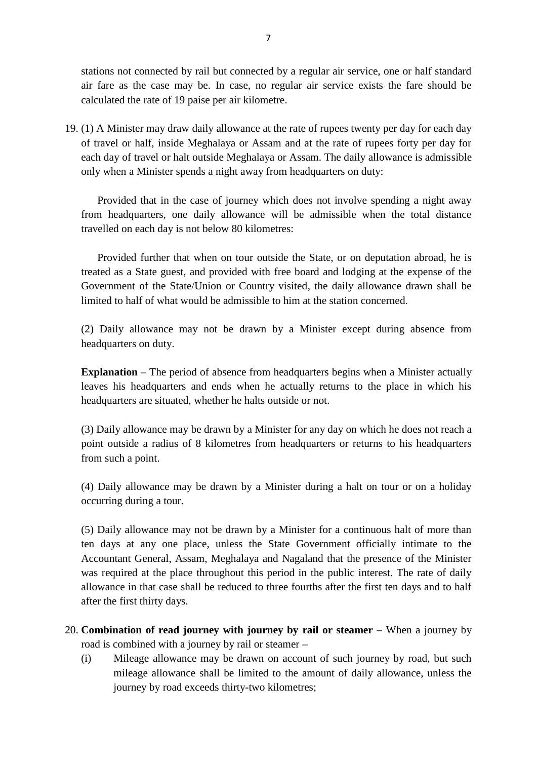stations not connected by rail but connected by a regular air service, one or half standard air fare as the case may be. In case, no regular air service exists the fare should be calculated the rate of 19 paise per air kilometre.

19. (1) A Minister may draw daily allowance at the rate of rupees twenty per day for each day of travel or half, inside Meghalaya or Assam and at the rate of rupees forty per day for each day of travel or halt outside Meghalaya or Assam. The daily allowance is admissible only when a Minister spends a night away from headquarters on duty:

    Provided that in the case of journey which does not involve spending a night away from headquarters, one daily allowance will be admissible when the total distance travelled on each day is not below 80 kilometres:

    Provided further that when on tour outside the State, or on deputation abroad, he is treated as a State guest, and provided with free board and lodging at the expense of the Government of the State/Union or Country visited, the daily allowance drawn shall be limited to half of what would be admissible to him at the station concerned.

    (2) Daily allowance may not be drawn by a Minister except during absence from headquarters on duty.

    **Explanation** – The period of absence from headquarters begins when a Minister actually leaves his headquarters and ends when he actually returns to the place in which his headquarters are situated, whether he halts outside or not.

    (3) Daily allowance may be drawn by a Minister for any day on which he does not reach a point outside a radius of 8 kilometres from headquarters or returns to his headquarters from such a point.

    (4) Daily allowance may be drawn by a Minister during a halt on tour or on a holiday occurring during a tour.

    (5) Daily allowance may not be drawn by a Minister for a continuous halt of more than ten days at any one place, unless the State Government officially intimate to the Accountant General, Assam, Meghalaya and Nagaland that the presence of the Minister was required at the place throughout this period in the public interest. The rate of daily allowance in that case shall be reduced to three fourths after the first ten days and to half after the first thirty days.

20. **Combination of read journey with journey by rail or steamer –** When a journey by road is combined with a journey by rail or steamer –

    (i) Mileage allowance may be drawn on account of such journey by road, but such mileage allowance shall be limited to the amount of daily allowance, unless the journey by road exceeds thirty-two kilometres;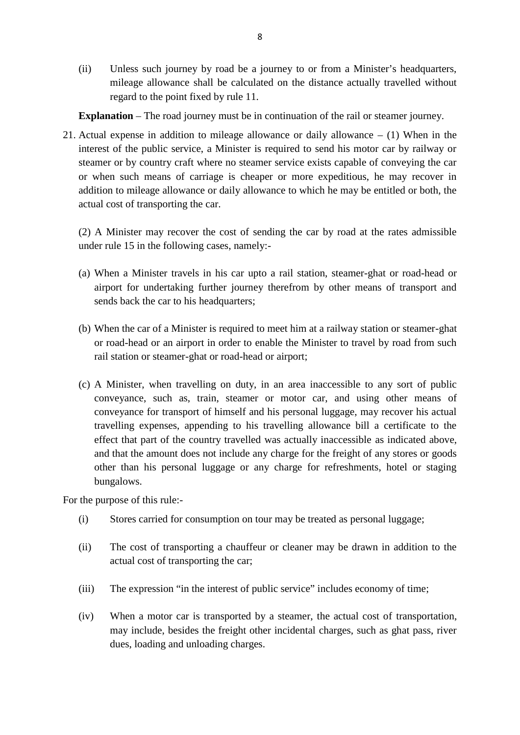(ii) Unless such journey by road be a journey to or from a Minister's headquarters, mileage allowance shall be calculated on the distance actually travelled without regard to the point fixed by rule 11.

**Explanation** – The road journey must be in continuation of the rail or steamer journey.

21. Actual expense in addition to mileage allowance or daily allowance – (1) When in the interest of the public service, a Minister is required to send his motor car by railway or steamer or by country craft where no steamer service exists capable of conveying the car or when such means of carriage is cheaper or more expeditious, he may recover in addition to mileage allowance or daily allowance to which he may be entitled or both, the actual cost of transporting the car.

(2) A Minister may recover the cost of sending the car by road at the rates admissible under rule 15 in the following cases, namely:-

(a) When a Minister travels in his car upto a rail station, steamer-ghat or road-head or airport for undertaking further journey therefrom by other means of transport and sends back the car to his headquarters;

(b) When the car of a Minister is required to meet him at a railway station or steamer-ghat or road-head or an airport in order to enable the Minister to travel by road from such rail station or steamer-ghat or road-head or airport;

(c) A Minister, when travelling on duty, in an area inaccessible to any sort of public conveyance, such as, train, steamer or motor car, and using other means of conveyance for transport of himself and his personal luggage, may recover his actual travelling expenses, appending to his travelling allowance bill a certificate to the effect that part of the country travelled was actually inaccessible as indicated above, and that the amount does not include any charge for the freight of any stores or goods other than his personal luggage or any charge for refreshments, hotel or staging bungalows.

For the purpose of this rule:-

(i) Stores carried for consumption on tour may be treated as personal luggage;

(ii) The cost of transporting a chauffeur or cleaner may be drawn in addition to the actual cost of transporting the car;

(iii) The expression "in the interest of public service" includes economy of time;

(iv) When a motor car is transported by a steamer, the actual cost of transportation, may include, besides the freight other incidental charges, such as ghat pass, river dues, loading and unloading charges.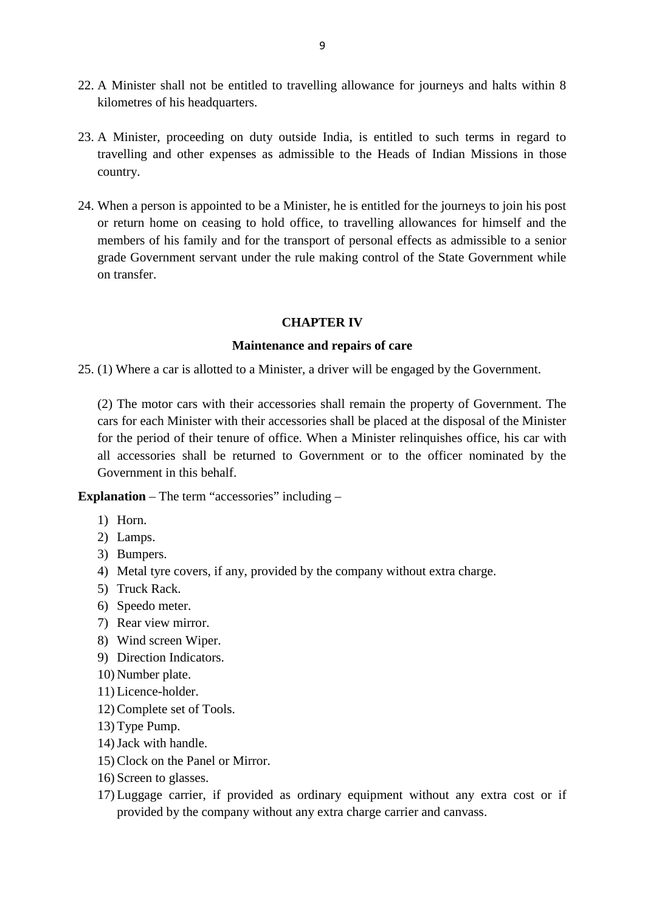22. A Minister shall not be entitled to travelling allowance for journeys and halts within 8 kilometres of his headquarters.

23. A Minister, proceeding on duty outside India, is entitled to such terms in regard to travelling and other expenses as admissible to the Heads of Indian Missions in those country.

24. When a person is appointed to be a Minister, he is entitled for the journeys to join his post or return home on ceasing to hold office, to travelling allowances for himself and the members of his family and for the transport of personal effects as admissible to a senior grade Government servant under the rule making control of the State Government while on transfer.

## CHAPTER IV

### Maintenance and repairs of care

25. (1) Where a car is allotted to a Minister, a driver will be engaged by the Government.

(2) The motor cars with their accessories shall remain the property of Government. The cars for each Minister with their accessories shall be placed at the disposal of the Minister for the period of their tenure of office. When a Minister relinquishes office, his car with all accessories shall be returned to Government or to the officer nominated by the Government in this behalf.

**Explanation** – The term "accessories" including –

1) Horn.
2) Lamps.
3) Bumpers.
4) Metal tyre covers, if any, provided by the company without extra charge.
5) Truck Rack.
6) Speedo meter.
7) Rear view mirror.
8) Wind screen Wiper.
9) Direction Indicators.
10) Number plate.
11) Licence-holder.
12) Complete set of Tools.
13) Type Pump.
14) Jack with handle.
15) Clock on the Panel or Mirror.
16) Screen to glasses.
17) Luggage carrier, if provided as ordinary equipment without any extra cost or if provided by the company without any extra charge carrier and canvass.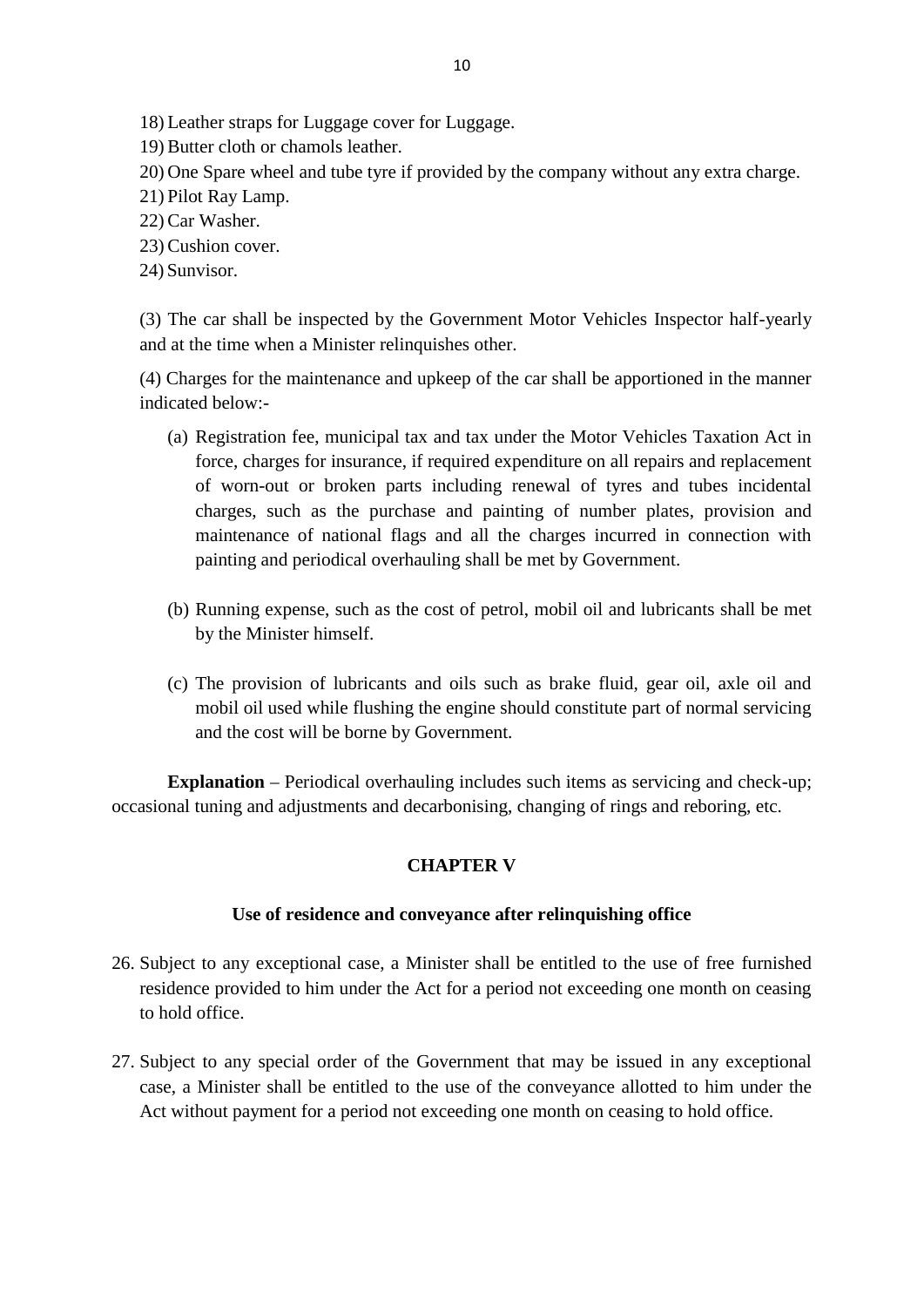18) Leather straps for Luggage cover for Luggage.
19) Butter cloth or chamols leather.
20) One Spare wheel and tube tyre if provided by the company without any extra charge.
21) Pilot Ray Lamp.
22) Car Washer.
23) Cushion cover.
24) Sunvisor.

(3) The car shall be inspected by the Government Motor Vehicles Inspector half-yearly and at the time when a Minister relinquishes other.

(4) Charges for the maintenance and upkeep of the car shall be apportioned in the manner indicated below:-

(a) Registration fee, municipal tax and tax under the Motor Vehicles Taxation Act in force, charges for insurance, if required expenditure on all repairs and replacement of worn-out or broken parts including renewal of tyres and tubes incidental charges, such as the purchase and painting of number plates, provision and maintenance of national flags and all the charges incurred in connection with painting and periodical overhauling shall be met by Government.

(b) Running expense, such as the cost of petrol, mobil oil and lubricants shall be met by the Minister himself.

(c) The provision of lubricants and oils such as brake fluid, gear oil, axle oil and mobil oil used while flushing the engine should constitute part of normal servicing and the cost will be borne by Government.

**Explanation** – Periodical overhauling includes such items as servicing and check-up; occasional tuning and adjustments and decarbonising, changing of rings and reboring, etc.

## CHAPTER V

### Use of residence and conveyance after relinquishing office

26. Subject to any exceptional case, a Minister shall be entitled to the use of free furnished residence provided to him under the Act for a period not exceeding one month on ceasing to hold office.

27. Subject to any special order of the Government that may be issued in any exceptional case, a Minister shall be entitled to the use of the conveyance allotted to him under the Act without payment for a period not exceeding one month on ceasing to hold office.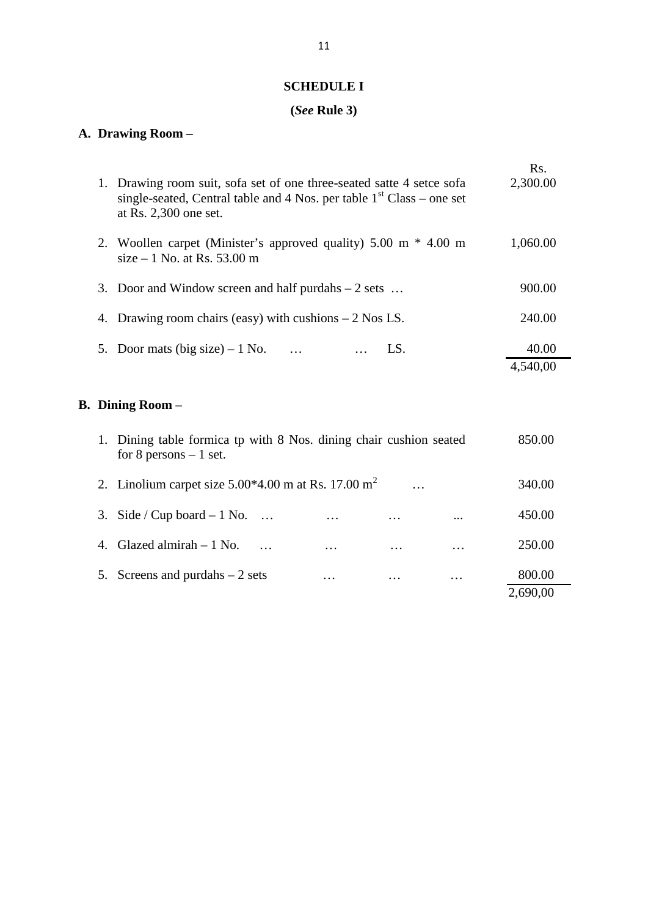## SCHEDULE I

**(*See* Rule 3)**

### A. Drawing Room –

| | Description | Rs. |
|---|---|---|
| 1. | Drawing room suit, sofa set of one three-seated satte 4 setce sofa single-seated, Central table and 4 Nos. per table 1st Class – one set at Rs. 2,300 one set. | 2,300.00 |
| 2. | Woollen carpet (Minister's approved quality) 5.00 m * 4.00 m size – 1 No. at Rs. 53.00 m | 1,060.00 |
| 3. | Door and Window screen and half purdahs – 2 sets … | 900.00 |
| 4. | Drawing room chairs (easy) with cushions – 2 Nos LS. | 240.00 |
| 5. | Door mats (big size) – 1 No. … … LS. | 40.00 |
| | | 4,540,00 |

### B. Dining Room –

| | Description | Rs. |
|---|---|---|
| 1. | Dining table formica tp with 8 Nos. dining chair cushion seated for 8 persons – 1 set. | 850.00 |
| 2. | Linolium carpet size 5.00*4.00 m at Rs. 17.00 $m^2$ … | 340.00 |
| 3. | Side / Cup board – 1 No. … … … ... | 450.00 |
| 4. | Glazed almirah – 1 No. … … … … | 250.00 |
| 5. | Screens and purdahs – 2 sets … … … | 800.00 |
| | | 2,690,00 |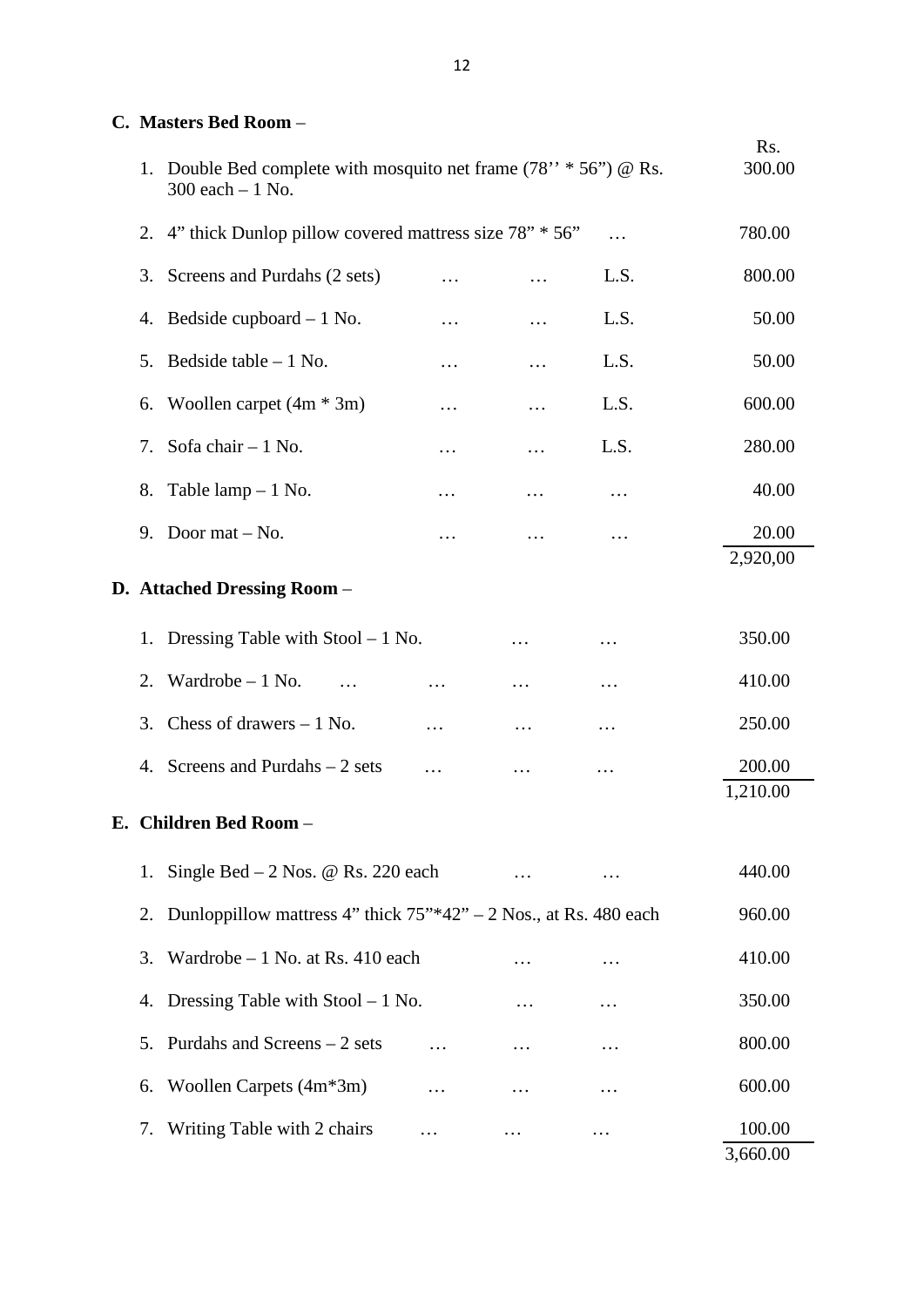**C. Masters Bed Room –**

| | Item | | | | Rs. |
|---|---|---|---|---|---|
| 1. | Double Bed complete with mosquito net frame (78'' * 56") @ Rs. 300 each – 1 No. | | | | 300.00 |
| 2. | 4" thick Dunlop pillow covered mattress size 78" * 56" | | | … | 780.00 |
| 3. | Screens and Purdahs (2 sets) | … | … | L.S. | 800.00 |
| 4. | Bedside cupboard – 1 No. | … | … | L.S. | 50.00 |
| 5. | Bedside table – 1 No. | … | … | L.S. | 50.00 |
| 6. | Woollen carpet (4m * 3m) | … | … | L.S. | 600.00 |
| 7. | Sofa chair – 1 No. | … | … | L.S. | 280.00 |
| 8. | Table lamp – 1 No. | … | … | … | 40.00 |
| 9. | Door mat – No. | … | … | … | 20.00 |
| | | | | | 2,920,00 |

**D. Attached Dressing Room –**

| | Item | | | | Rs. |
|---|---|---|---|---|---|
| 1. | Dressing Table with Stool – 1 No. | | … | … | 350.00 |
| 2. | Wardrobe – 1 No. … | … | … | … | 410.00 |
| 3. | Chess of drawers – 1 No. | … | … | … | 250.00 |
| 4. | Screens and Purdahs – 2 sets | … | … | … | 200.00 |
| | | | | | 1,210.00 |

**E. Children Bed Room –**

| | Item | | | | Rs. |
|---|---|---|---|---|---|
| 1. | Single Bed – 2 Nos. @ Rs. 220 each | | … | … | 440.00 |
| 2. | Dunloppillow mattress 4" thick 75"*42" – 2 Nos., at Rs. 480 each | | | | 960.00 |
| 3. | Wardrobe – 1 No. at Rs. 410 each | | … | … | 410.00 |
| 4. | Dressing Table with Stool – 1 No. | | … | … | 350.00 |
| 5. | Purdahs and Screens – 2 sets | … | … | … | 800.00 |
| 6. | Woollen Carpets (4m*3m) | … | … | … | 600.00 |
| 7. | Writing Table with 2 chairs | … | … | … | 100.00 |
| | | | | | 3,660.00 |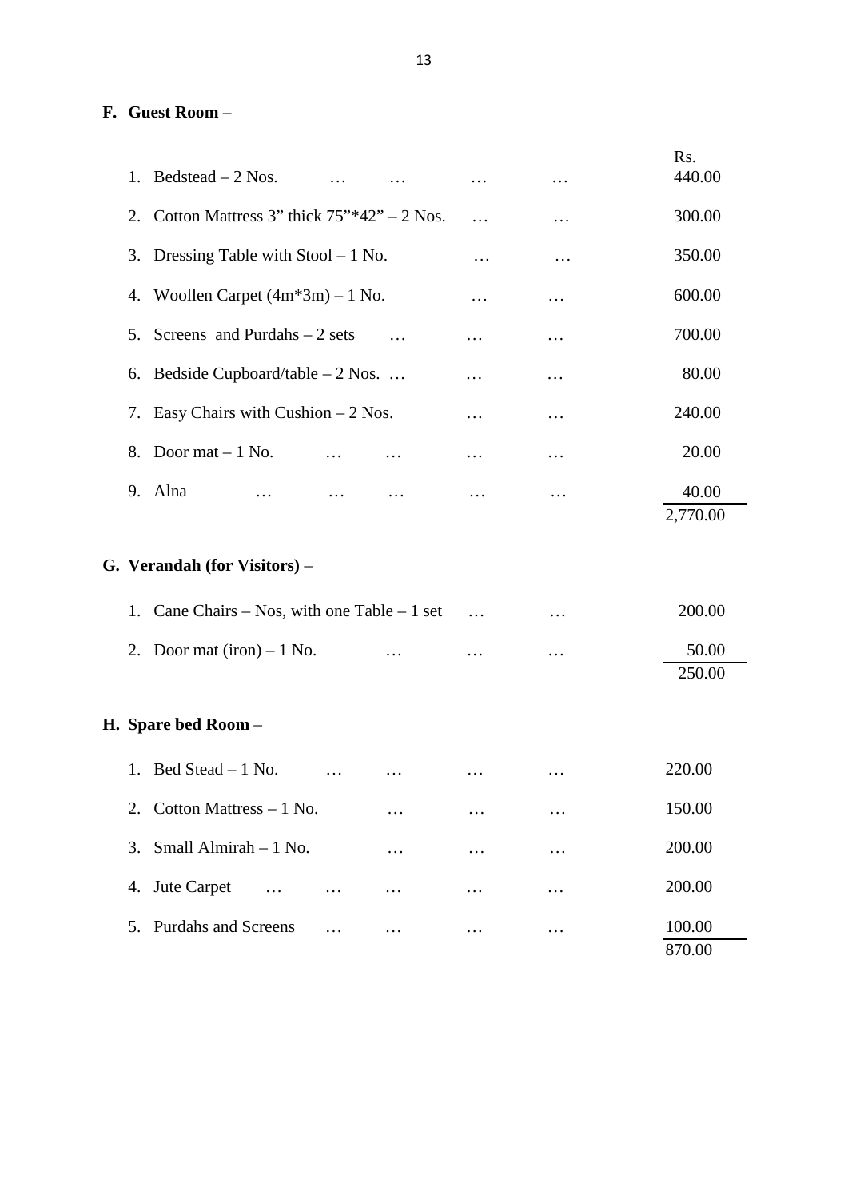**F. Guest Room** –

| | | Rs. |
|---|---|---|
| 1. | Bedstead – 2 Nos. … … … … | 440.00 |
| 2. | Cotton Mattress 3” thick 75”*42” – 2 Nos. … … | 300.00 |
| 3. | Dressing Table with Stool – 1 No. … … | 350.00 |
| 4. | Woollen Carpet (4m*3m) – 1 No. … … | 600.00 |
| 5. | Screens and Purdahs – 2 sets … … … | 700.00 |
| 6. | Bedside Cupboard/table – 2 Nos. … … … | 80.00 |
| 7. | Easy Chairs with Cushion – 2 Nos. … … | 240.00 |
| 8. | Door mat – 1 No. … … … … | 20.00 |
| 9. | Alna … … … … … | 40.00 |
| | | 2,770.00 |

**G. Verandah (for Visitors)** –

| | | |
|---|---|---|
| 1. | Cane Chairs – Nos, with one Table – 1 set … … | 200.00 |
| 2. | Door mat (iron) – 1 No. … … … | 50.00 |
| | | 250.00 |

**H. Spare bed Room** –

| | | |
|---|---|---|
| 1. | Bed Stead – 1 No. … … … … | 220.00 |
| 2. | Cotton Mattress – 1 No. … … … | 150.00 |
| 3. | Small Almirah – 1 No. … … … | 200.00 |
| 4. | Jute Carpet … … … … … | 200.00 |
| 5. | Purdahs and Screens … … … … | 100.00 |
| | | 870.00 |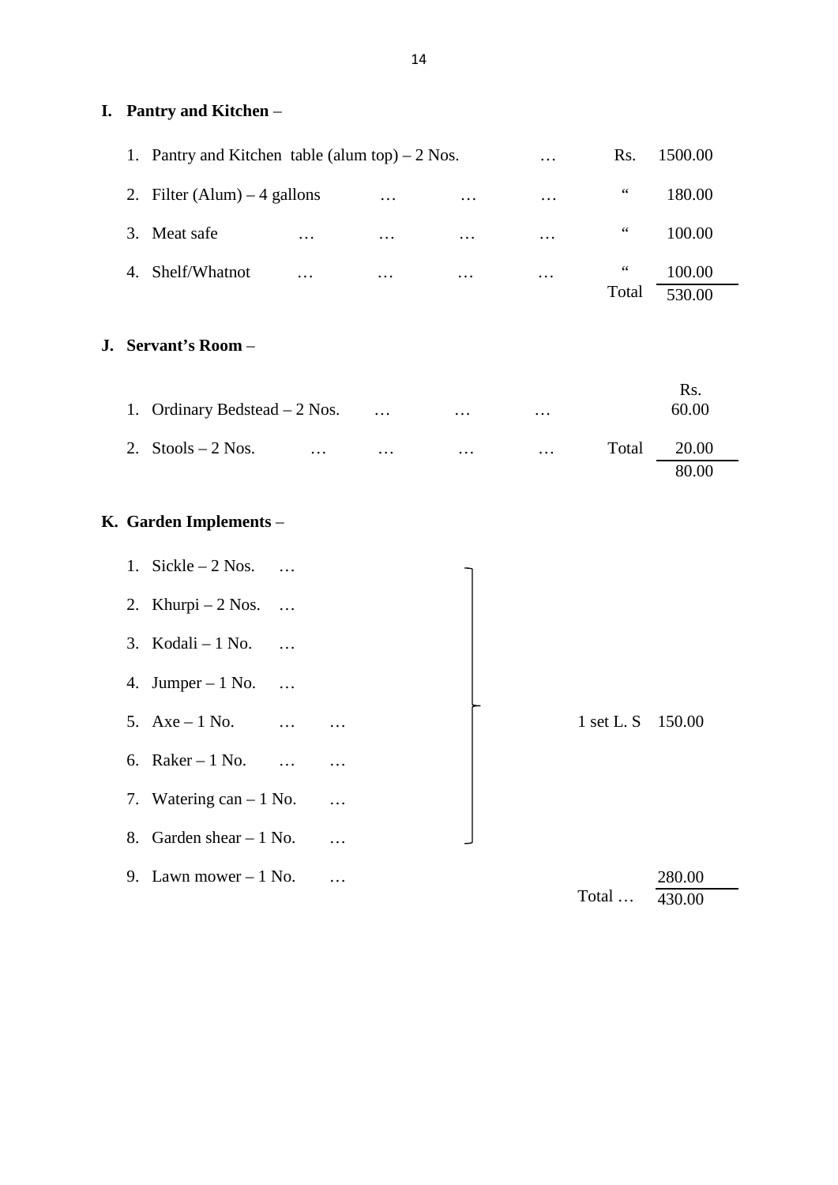## I. Pantry and Kitchen –

| | Item | | Amount |
|---|---|---|---|
| 1. | Pantry and Kitchen table (alum top) – 2 Nos. … | Rs. | 1500.00 |
| 2. | Filter (Alum) – 4 gallons … … … | " | 180.00 |
| 3. | Meat safe … … … … | " | 100.00 |
| 4. | Shelf/Whatnot … … … … | " | 100.00 |
| | | Total | 530.00 |

## J. Servant's Room –

| | Item | | Rs. |
|---|---|---|---|
| 1. | Ordinary Bedstead – 2 Nos. … … … | | 60.00 |
| 2. | Stools – 2 Nos. … … … … | Total | 20.00 |
| | | | 80.00 |

## K. Garden Implements –

| | Item | | Amount |
|---|---|---|---|
| 1. | Sickle – 2 Nos. … | 1 set L. S | 150.00 |
| 2. | Khurpi – 2 Nos. … | | |
| 3. | Kodali – 1 No. … | | |
| 4. | Jumper – 1 No. … | | |
| 5. | Axe – 1 No. … … | | |
| 6. | Raker – 1 No. … … | | |
| 7. | Watering can – 1 No. … | | |
| 8. | Garden shear – 1 No. … | | |
| 9. | Lawn mower – 1 No. … | | 280.00 |
| | | Total … | 430.00 |

(Items 1–8 bracketed together as 1 set L. S – 150.00)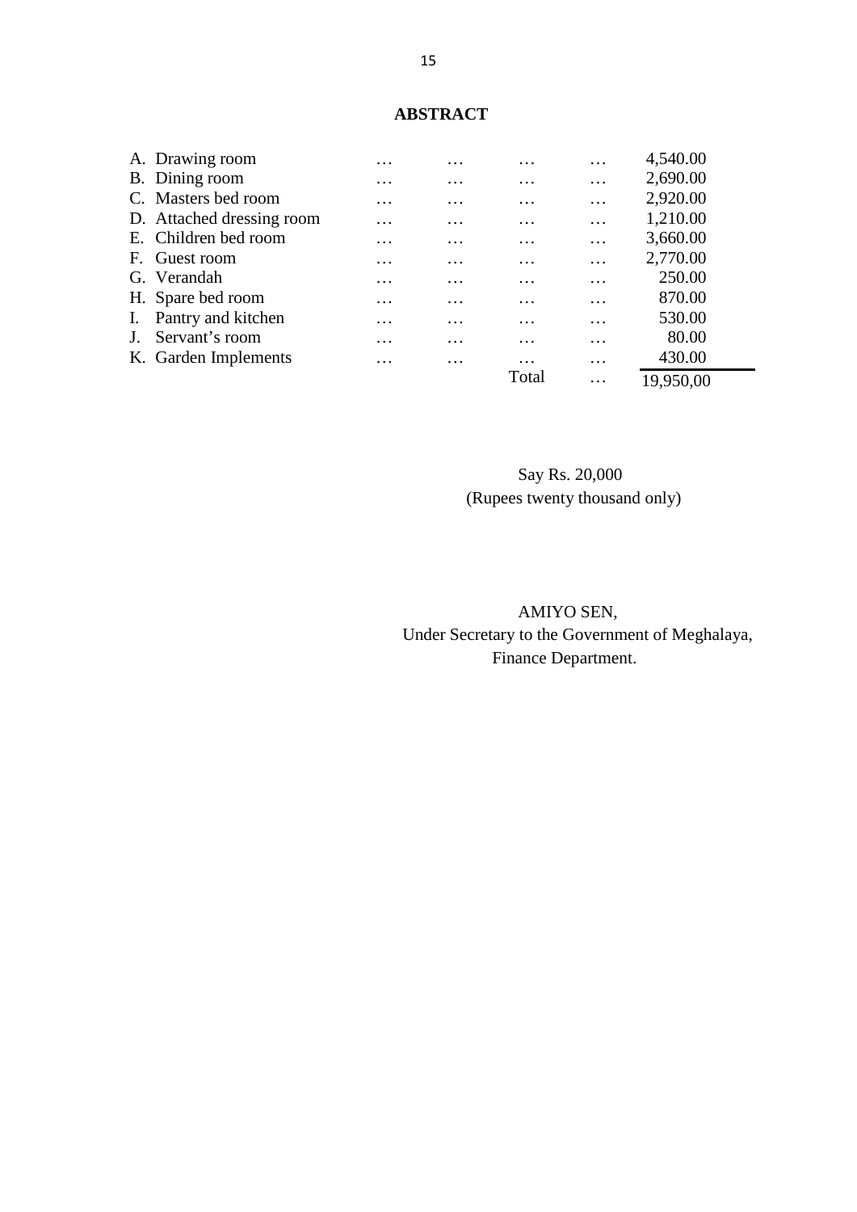## ABSTRACT

| | | | | | |
|---|---|---|---|---|---|
| A. Drawing room | … | … | … | … | 4,540.00 |
| B. Dining room | … | … | … | … | 2,690.00 |
| C. Masters bed room | … | … | … | … | 2,920.00 |
| D. Attached dressing room | … | … | … | … | 1,210.00 |
| E. Children bed room | … | … | … | … | 3,660.00 |
| F. Guest room | … | … | … | … | 2,770.00 |
| G. Verandah | … | … | … | … | 250.00 |
| H. Spare bed room | … | … | … | … | 870.00 |
| I. Pantry and kitchen | … | … | … | … | 530.00 |
| J. Servant's room | … | … | … | … | 80.00 |
| K. Garden Implements | … | … | … | … | 430.00 |
| | | | Total | … | 19,950,00 |

Say Rs. 20,000
(Rupees twenty thousand only)

AMIYO SEN,
Under Secretary to the Government of Meghalaya,
Finance Department.